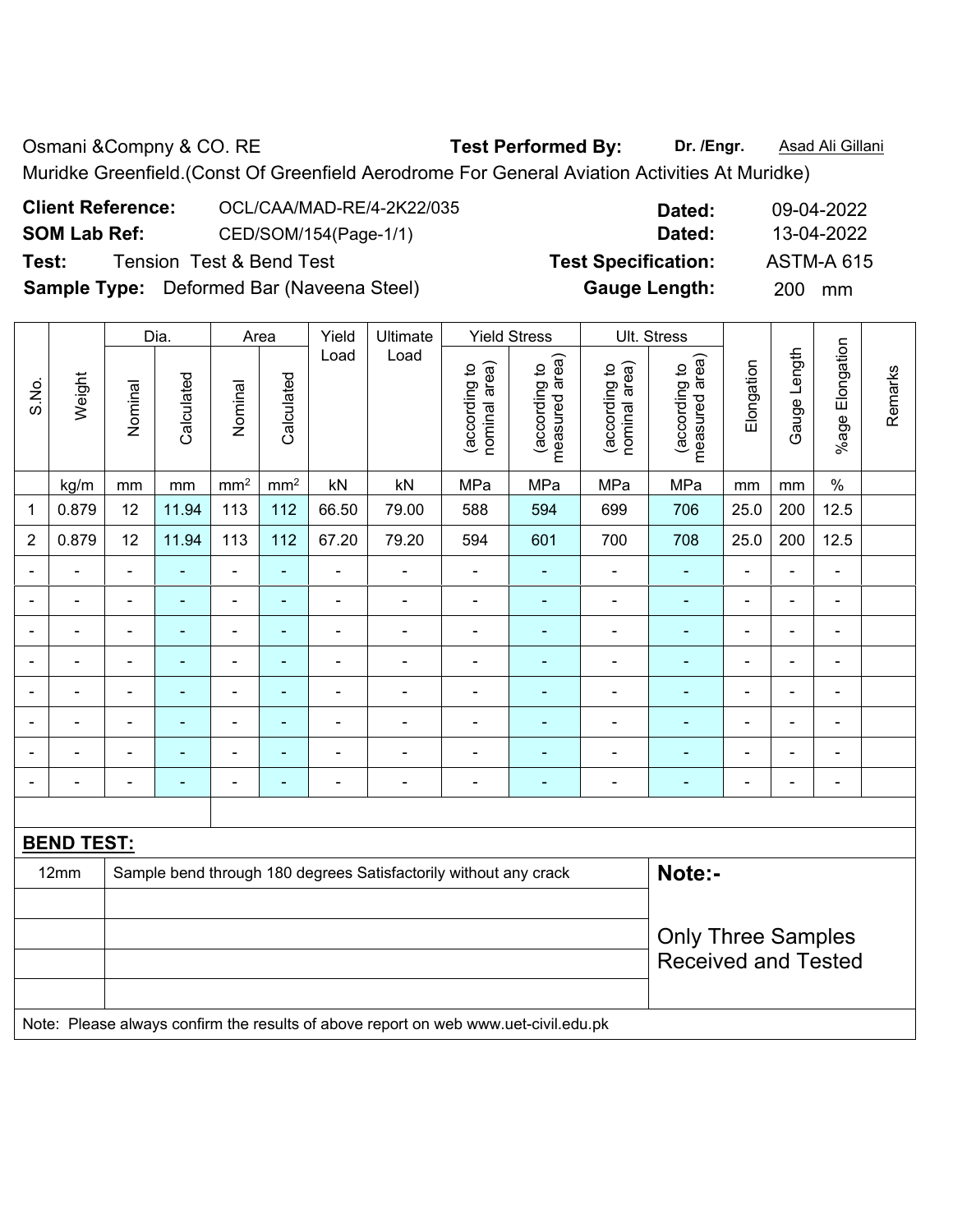Osmani &Compny & CO. RE **Test Performed By:** **Dr. /Engr.** Asad Ali Gillani

Muridke Greenfield.(Const Of Greenfield Aerodrome For General Aviation Activities At Muridke)

**Client Reference:** OCL/CAA/MAD-RE/4-2K22/035 **Dated:** 09-04-2022

**SOM Lab Ref:** CED/SOM/154(Page-1/1) **Dated:** 13-04-2022

**Test:** Tension Test & Bend Test **Test Specification:** ASTM-A 615

**Sample Type:** Deformed Bar (Naveena Steel) **Gauge Length:** 200 mm

| S.No. | Weight | Dia. | | Area | | Yield Load | Ultimate Load | Yield Stress | | Ult. Stress | | Elongation | Gauge Length | %age Elongation | Remarks |
|---|---|---|---|---|---|---|---|---|---|---|---|---|---|---|---|
| | | Nominal | Calculated | Nominal | Calculated | | | (according to nominal area) | (according to measured area) | (according to nominal area) | (according to measured area) | | | | |
| | kg/m | mm | mm | mm² | mm² | kN | kN | MPa | MPa | MPa | MPa | mm | mm | % | |
| 1 | 0.879 | 12 | 11.94 | 113 | 112 | 66.50 | 79.00 | 588 | 594 | 699 | 706 | 25.0 | 200 | 12.5 | |
| 2 | 0.879 | 12 | 11.94 | 113 | 112 | 67.20 | 79.20 | 594 | 601 | 700 | 708 | 25.0 | 200 | 12.5 | |
| - | - | - | - | - | - | - | - | - | - | - | - | - | - | - | |
| - | - | - | - | - | - | - | - | - | - | - | - | - | - | - | |
| - | - | - | - | - | - | - | - | - | - | - | - | - | - | - | |
| - | - | - | - | - | - | - | - | - | - | - | - | - | - | - | |
| - | - | - | - | - | - | - | - | - | - | - | - | - | - | - | |
| - | - | - | - | - | - | - | - | - | - | - | - | - | - | - | |
| - | - | - | - | - | - | - | - | - | - | - | - | - | - | - | |
| - | - | - | - | - | - | - | - | - | - | - | - | - | - | - | |

**BEND TEST:**

| | | |
|---|---|---|
| 12mm | Sample bend through 180 degrees Satisfactorily without any crack | **Note:-** Only Three Samples Received and Tested |

Note: Please always confirm the results of above report on web www.uet-civil.edu.pk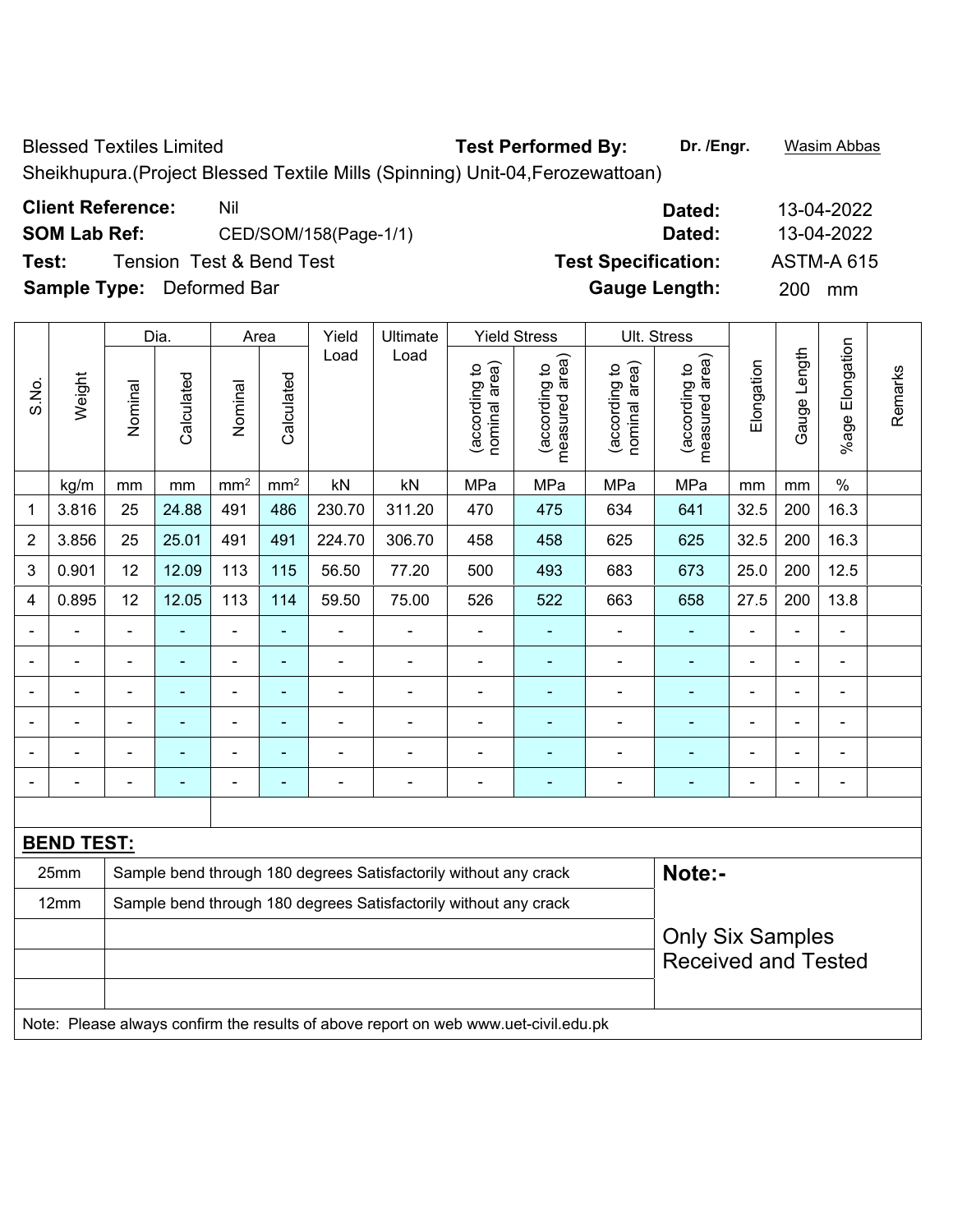Blessed Textiles Limited **Test Performed By:** **Dr. /Engr.** Wasim Abbas

Sheikhupura.(Project Blessed Textile Mills (Spinning) Unit-04,Ferozewattoan)

**Client Reference:** Nil **Dated:** 13-04-2022

**SOM Lab Ref:** CED/SOM/158(Page-1/1) **Dated:** 13-04-2022

**Test:** Tension Test & Bend Test **Test Specification:** ASTM-A 615

**Sample Type:** Deformed Bar **Gauge Length:** 200 mm

| S.No. | Weight | Dia. | | Area | | Yield Load | Ultimate Load | Yield Stress | | Ult. Stress | | Elongation | Gauge Length | %age Elongation | Remarks |
|---|---|---|---|---|---|---|---|---|---|---|---|---|---|---|---|
| | | Nominal | Calculated | Nominal | Calculated | | | (according to nominal area) | (according to measured area) | (according to nominal area) | (according to measured area) | | | | |
| | kg/m | mm | mm | mm² | mm² | kN | kN | MPa | MPa | MPa | MPa | mm | mm | % | |
| 1 | 3.816 | 25 | 24.88 | 491 | 486 | 230.70 | 311.20 | 470 | 475 | 634 | 641 | 32.5 | 200 | 16.3 | |
| 2 | 3.856 | 25 | 25.01 | 491 | 491 | 224.70 | 306.70 | 458 | 458 | 625 | 625 | 32.5 | 200 | 16.3 | |
| 3 | 0.901 | 12 | 12.09 | 113 | 115 | 56.50 | 77.20 | 500 | 493 | 683 | 673 | 25.0 | 200 | 12.5 | |
| 4 | 0.895 | 12 | 12.05 | 113 | 114 | 59.50 | 75.00 | 526 | 522 | 663 | 658 | 27.5 | 200 | 13.8 | |
| - | - | - | - | - | - | - | - | - | - | - | - | - | - | - | |
| - | - | - | - | - | - | - | - | - | - | - | - | - | - | - | |
| - | - | - | - | - | - | - | - | - | - | - | - | - | - | - | |
| - | - | - | - | - | - | - | - | - | - | - | - | - | - | - | |
| - | - | - | - | - | - | - | - | - | - | - | - | - | - | - | |
| - | - | - | - | - | - | - | - | - | - | - | - | - | - | - | |

**BEND TEST:**

| Size | Result |
|---|---|
| 25mm | Sample bend through 180 degrees Satisfactorily without any crack |
| 12mm | Sample bend through 180 degrees Satisfactorily without any crack |

**Note:-**

Only Six Samples Received and Tested

Note: Please always confirm the results of above report on web www.uet-civil.edu.pk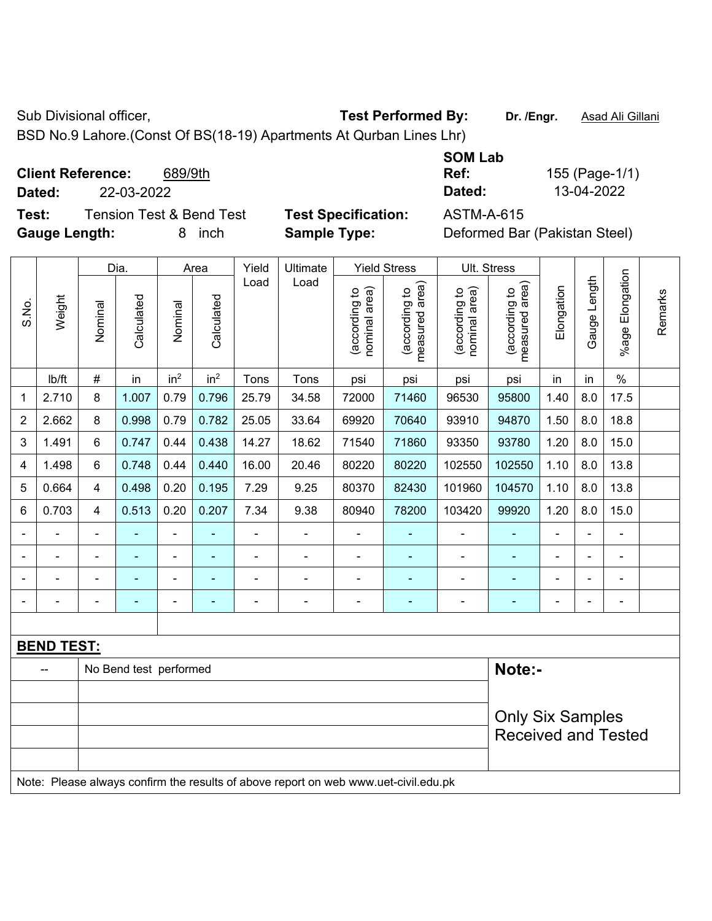Sub Divisional officer, **Test Performed By:** **Dr. /Engr.** Asad Ali Gillani

BSD No.9 Lahore.(Const Of BS(18-19) Apartments At Qurban Lines Lhr)

**Client Reference:** 689/9th **SOM Lab Ref:** 155 (Page-1/1)

**Dated:** 22-03-2022 **Dated:** 13-04-2022

**Test:** Tension Test & Bend Test **Test Specification:** ASTM-A-615

**Gauge Length:** 8 inch **Sample Type:** Deformed Bar (Pakistan Steel)

| S.No. | Weight | Dia. | | Area | | Yield Load | Ultimate Load | Yield Stress | | Ult. Stress | | Elongation | Gauge Length | %age Elongation | Remarks |
|---|---|---|---|---|---|---|---|---|---|---|---|---|---|---|---|
| | | Nominal | Calculated | Nominal | Calculated | | | (according to nominal area) | (according to measured area) | (according to nominal area) | (according to measured area) | | | | |
| | lb/ft | # | in | in$^2$ | in$^2$ | Tons | Tons | psi | psi | psi | psi | in | in | % | |
| 1 | 2.710 | 8 | 1.007 | 0.79 | 0.796 | 25.79 | 34.58 | 72000 | 71460 | 96530 | 95800 | 1.40 | 8.0 | 17.5 | |
| 2 | 2.662 | 8 | 0.998 | 0.79 | 0.782 | 25.05 | 33.64 | 69920 | 70640 | 93910 | 94870 | 1.50 | 8.0 | 18.8 | |
| 3 | 1.491 | 6 | 0.747 | 0.44 | 0.438 | 14.27 | 18.62 | 71540 | 71860 | 93350 | 93780 | 1.20 | 8.0 | 15.0 | |
| 4 | 1.498 | 6 | 0.748 | 0.44 | 0.440 | 16.00 | 20.46 | 80220 | 80220 | 102550 | 102550 | 1.10 | 8.0 | 13.8 | |
| 5 | 0.664 | 4 | 0.498 | 0.20 | 0.195 | 7.29 | 9.25 | 80370 | 82430 | 101960 | 104570 | 1.10 | 8.0 | 13.8 | |
| 6 | 0.703 | 4 | 0.513 | 0.20 | 0.207 | 7.34 | 9.38 | 80940 | 78200 | 103420 | 99920 | 1.20 | 8.0 | 15.0 | |
| - | - | - | - | - | - | - | - | - | - | - | - | - | - | - | |
| - | - | - | - | - | - | - | - | - | - | - | - | - | - | - | |
| - | - | - | - | - | - | - | - | - | - | - | - | - | - | - | |
| - | - | - | - | - | - | - | - | - | - | - | - | - | - | - | |

**BEND TEST:**

| -- | No Bend test performed |
|---|---|

**Note:-**

Only Six Samples Received and Tested

Note: Please always confirm the results of above report on web www.uet-civil.edu.pk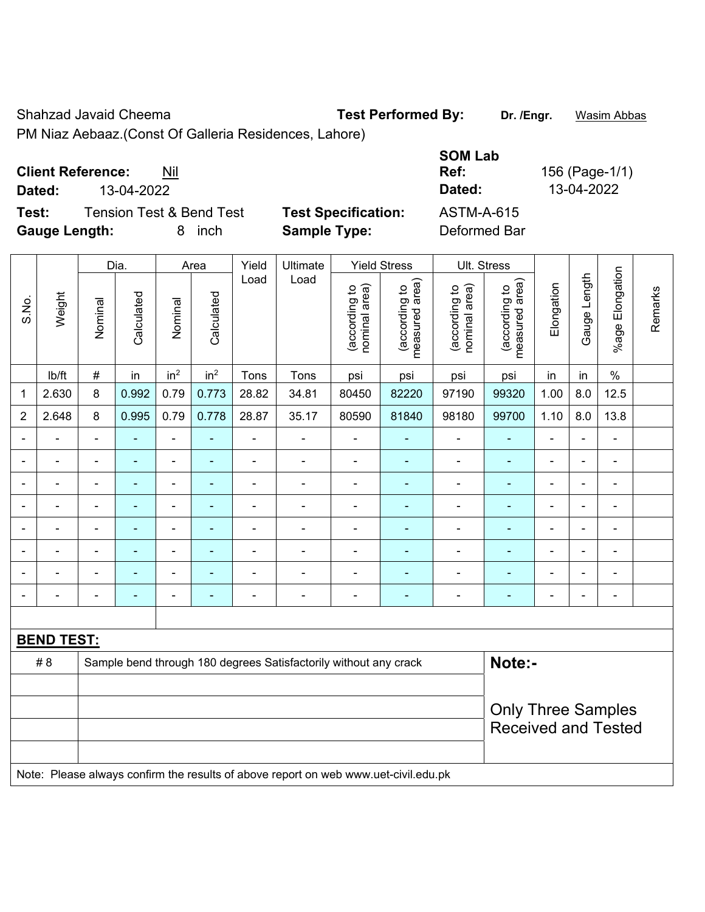Shahzad Javaid Cheema

PM Niaz Aebaaz.(Const Of Galleria Residences, Lahore)

**Test Performed By:** Dr. /Engr. Wasim Abbas

**Client Reference:** Nil

**Dated:** 13-04-2022

**SOM Lab Ref:** 156 (Page-1/1)

**Dated:** 13-04-2022

**Test:** Tension Test & Bend Test

**Test Specification:** ASTM-A-615

**Gauge Length:** 8 inch

**Sample Type:** Deformed Bar

| S.No. | Weight | Dia. | | Area | | Yield Load | Ultimate Load | Yield Stress | | Ult. Stress | | Elongation | Gauge Length | %age Elongation | Remarks |
|---|---|---|---|---|---|---|---|---|---|---|---|---|---|---|---|
| | | Nominal | Calculated | Nominal | Calculated | | | (according to nominal area) | (according to measured area) | (according to nominal area) | (according to measured area) | | | | |
| | lb/ft | # | in | in$^2$ | in$^2$ | Tons | Tons | psi | psi | psi | psi | in | in | % | |
| 1 | 2.630 | 8 | 0.992 | 0.79 | 0.773 | 28.82 | 34.81 | 80450 | 82220 | 97190 | 99320 | 1.00 | 8.0 | 12.5 | |
| 2 | 2.648 | 8 | 0.995 | 0.79 | 0.778 | 28.87 | 35.17 | 80590 | 81840 | 98180 | 99700 | 1.10 | 8.0 | 13.8 | |
| - | - | - | - | - | - | - | - | - | - | - | - | - | - | - | |
| - | - | - | - | - | - | - | - | - | - | - | - | - | - | - | |
| - | - | - | - | - | - | - | - | - | - | - | - | - | - | - | |
| - | - | - | - | - | - | - | - | - | - | - | - | - | - | - | |
| - | - | - | - | - | - | - | - | - | - | - | - | - | - | - | |
| - | - | - | - | - | - | - | - | - | - | - | - | - | - | - | |
| - | - | - | - | - | - | - | - | - | - | - | - | - | - | - | |
| - | - | - | - | - | - | - | - | - | - | - | - | - | - | - | |

**BEND TEST:**

| | |
|---|---|
| # 8 | Sample bend through 180 degrees Satisfactorily without any crack |

**Note:-**

Only Three Samples Received and Tested

Note: Please always confirm the results of above report on web www.uet-civil.edu.pk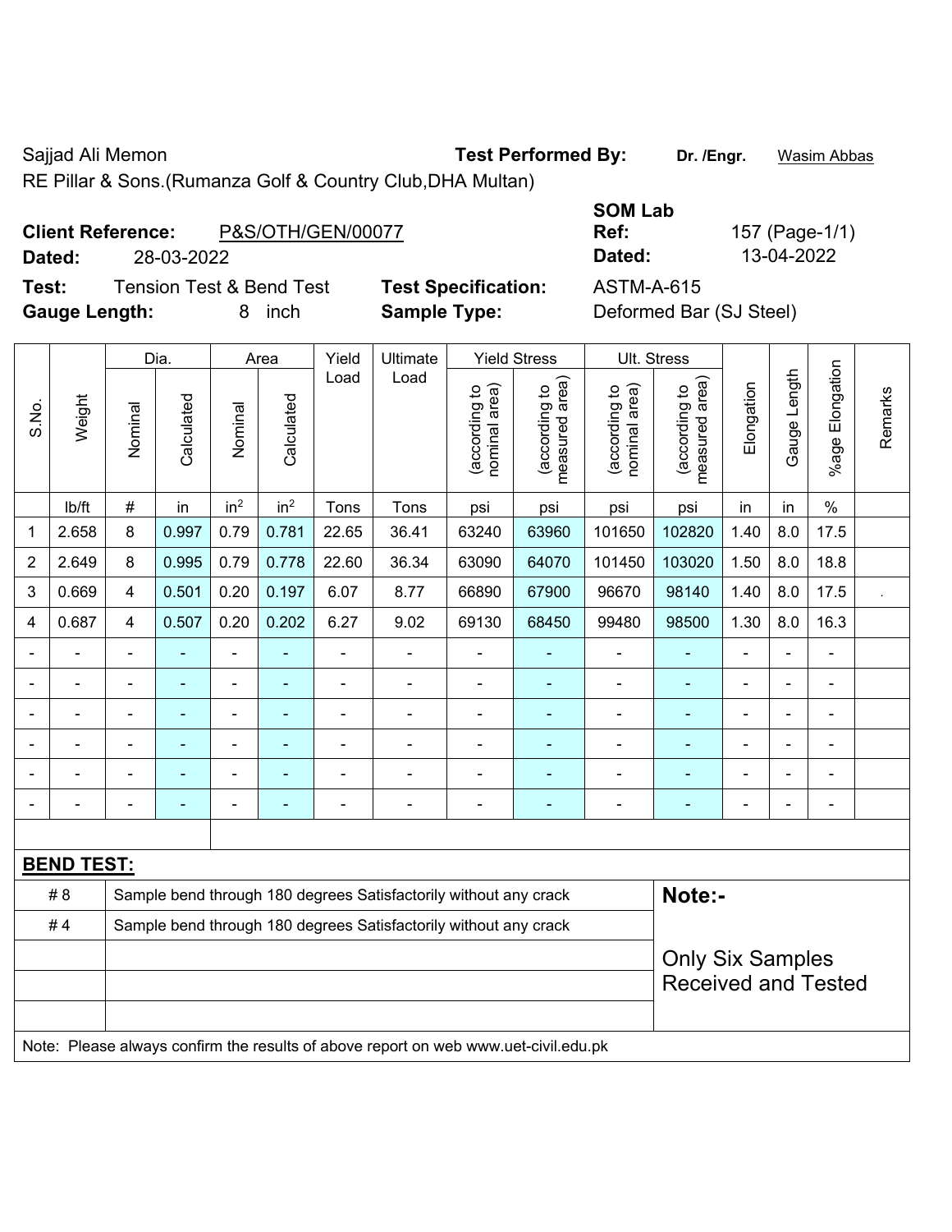Sajjad Ali Memon **Test Performed By:** **Dr. /Engr.** Wasim Abbas

RE Pillar & Sons.(Rumanza Golf & Country Club,DHA Multan)

**Client Reference:** P&S/OTH/GEN/00077

**Dated:** 28-03-2022

**SOM Lab Ref:** 157 (Page-1/1)

**Dated:** 13-04-2022

**Test:** Tension Test & Bend Test

**Test Specification:** ASTM-A-615

**Gauge Length:** 8 inch

**Sample Type:** Deformed Bar (SJ Steel)

| S.No. | Weight | Dia. | | Area | | Yield Load | Ultimate Load | Yield Stress | | Ult. Stress | | Elongation | Gauge Length | %age Elongation | Remarks |
|---|---|---|---|---|---|---|---|---|---|---|---|---|---|---|---|
| | | Nominal | Calculated | Nominal | Calculated | | | (according to nominal area) | (according to measured area) | (according to nominal area) | (according to measured area) | | | | |
| | lb/ft | # | in | $in^2$ | $in^2$ | Tons | Tons | psi | psi | psi | psi | in | in | % | |
| 1 | 2.658 | 8 | 0.997 | 0.79 | 0.781 | 22.65 | 36.41 | 63240 | 63960 | 101650 | 102820 | 1.40 | 8.0 | 17.5 | |
| 2 | 2.649 | 8 | 0.995 | 0.79 | 0.778 | 22.60 | 36.34 | 63090 | 64070 | 101450 | 103020 | 1.50 | 8.0 | 18.8 | |
| 3 | 0.669 | 4 | 0.501 | 0.20 | 0.197 | 6.07 | 8.77 | 66890 | 67900 | 96670 | 98140 | 1.40 | 8.0 | 17.5 | . |
| 4 | 0.687 | 4 | 0.507 | 0.20 | 0.202 | 6.27 | 9.02 | 69130 | 68450 | 99480 | 98500 | 1.30 | 8.0 | 16.3 | |
| - | - | - | - | - | - | - | - | - | - | - | - | - | - | - | |
| - | - | - | - | - | - | - | - | - | - | - | - | - | - | - | |
| - | - | - | - | - | - | - | - | - | - | - | - | - | - | - | |
| - | - | - | - | - | - | - | - | - | - | - | - | - | - | - | |
| - | - | - | - | - | - | - | - | - | - | - | - | - | - | - | |
| - | - | - | - | - | - | - | - | - | - | - | - | - | - | - | |

**BEND TEST:**

| | |
|---|---|
| # 8 | Sample bend through 180 degrees Satisfactorily without any crack |
| # 4 | Sample bend through 180 degrees Satisfactorily without any crack |

**Note:-**

Only Six Samples Received and Tested

Note: Please always confirm the results of above report on web www.uet-civil.edu.pk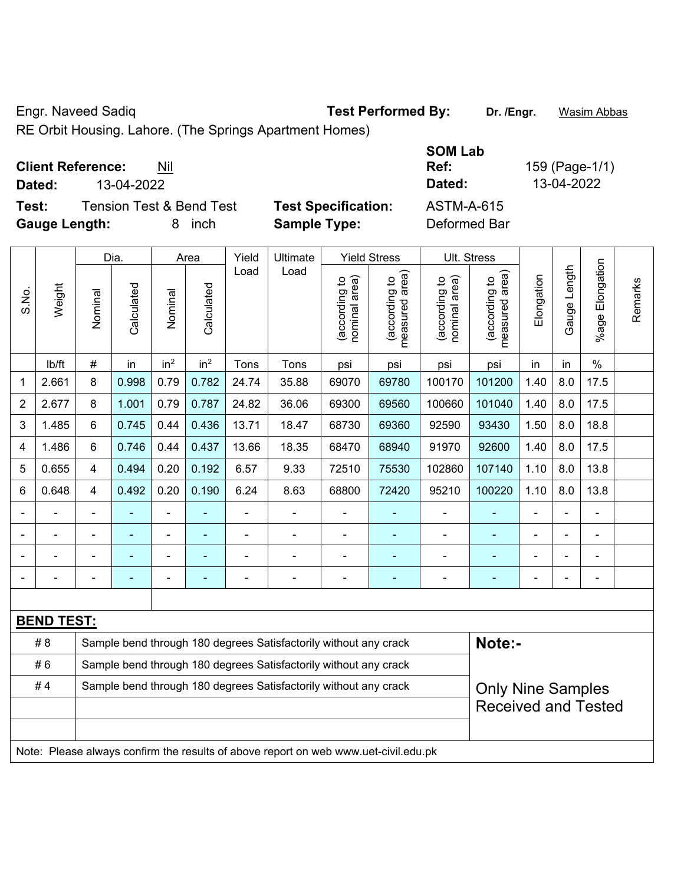Engr. Naveed Sadiq **Test Performed By:** **Dr. /Engr.** Wasim Abbas

RE Orbit Housing. Lahore. (The Springs Apartment Homes)

**SOM Lab**

**Client Reference:** Nil **Ref:** 159 (Page-1/1)

**Dated:** 13-04-2022 **Dated:** 13-04-2022

**Test:** Tension Test & Bend Test **Test Specification:** ASTM-A-615

**Gauge Length:** 8 inch **Sample Type:** Deformed Bar

| S.No. | Weight | Dia. | | Area | | Yield Load | Ultimate Load | Yield Stress | | Ult. Stress | | Elongation | Gauge Length | %age Elongation | Remarks |
|---|---|---|---|---|---|---|---|---|---|---|---|---|---|---|---|
| | | Nominal | Calculated | Nominal | Calculated | | | (according to nominal area) | (according to measured area) | (according to nominal area) | (according to measured area) | | | | |
| | lb/ft | # | in | $in^2$ | $in^2$ | Tons | Tons | psi | psi | psi | psi | in | in | % | |
| 1 | 2.661 | 8 | 0.998 | 0.79 | 0.782 | 24.74 | 35.88 | 69070 | 69780 | 100170 | 101200 | 1.40 | 8.0 | 17.5 | |
| 2 | 2.677 | 8 | 1.001 | 0.79 | 0.787 | 24.82 | 36.06 | 69300 | 69560 | 100660 | 101040 | 1.40 | 8.0 | 17.5 | |
| 3 | 1.485 | 6 | 0.745 | 0.44 | 0.436 | 13.71 | 18.47 | 68730 | 69360 | 92590 | 93430 | 1.50 | 8.0 | 18.8 | |
| 4 | 1.486 | 6 | 0.746 | 0.44 | 0.437 | 13.66 | 18.35 | 68470 | 68940 | 91970 | 92600 | 1.40 | 8.0 | 17.5 | |
| 5 | 0.655 | 4 | 0.494 | 0.20 | 0.192 | 6.57 | 9.33 | 72510 | 75530 | 102860 | 107140 | 1.10 | 8.0 | 13.8 | |
| 6 | 0.648 | 4 | 0.492 | 0.20 | 0.190 | 6.24 | 8.63 | 68800 | 72420 | 95210 | 100220 | 1.10 | 8.0 | 13.8 | |
| - | - | - | - | - | - | - | - | - | - | - | - | - | - | - | |
| - | - | - | - | - | - | - | - | - | - | - | - | - | - | - | |
| - | - | - | - | - | - | - | - | - | - | - | - | - | - | - | |
| - | - | - | - | - | - | - | - | - | - | - | - | - | - | - | |

**BEND TEST:**

| | | |
|---|---|---|
| # 8 | Sample bend through 180 degrees Satisfactorily without any crack | **Note:-** |
| # 6 | Sample bend through 180 degrees Satisfactorily without any crack | |
| # 4 | Sample bend through 180 degrees Satisfactorily without any crack | Only Nine Samples Received and Tested |

Note: Please always confirm the results of above report on web www.uet-civil.edu.pk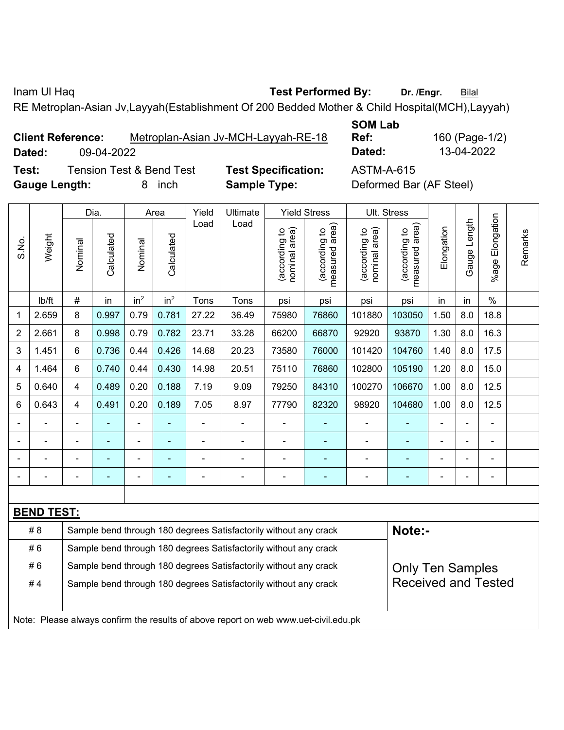Inam Ul Haq **Test Performed By:** **Dr. /Engr.** Bilal

RE Metroplan-Asian Jv,Layyah(Establishment Of 200 Bedded Mother & Child Hospital(MCH),Layyah)

**Client Reference:** Metroplan-Asian Jv-MCH-Layyah-RE-18 **SOM Lab Ref:** 160 (Page-1/2)

**Dated:** 09-04-2022 **Dated:** 13-04-2022

**Test:** Tension Test & Bend Test **Test Specification:** ASTM-A-615

**Gauge Length:** 8 inch **Sample Type:** Deformed Bar (AF Steel)

| S.No. | Weight | Dia. | | Area | | Yield Load | Ultimate Load | Yield Stress | | Ult. Stress | | Elongation | Gauge Length | %age Elongation | Remarks |
|---|---|---|---|---|---|---|---|---|---|---|---|---|---|---|---|
| | | Nominal | Calculated | Nominal | Calculated | | | (according to nominal area) | (according to measured area) | (according to nominal area) | (according to measured area) | | | | |
| | lb/ft | # | in | in$^2$ | in$^2$ | Tons | Tons | psi | psi | psi | psi | in | in | % | |
| 1 | 2.659 | 8 | 0.997 | 0.79 | 0.781 | 27.22 | 36.49 | 75980 | 76860 | 101880 | 103050 | 1.50 | 8.0 | 18.8 | |
| 2 | 2.661 | 8 | 0.998 | 0.79 | 0.782 | 23.71 | 33.28 | 66200 | 66870 | 92920 | 93870 | 1.30 | 8.0 | 16.3 | |
| 3 | 1.451 | 6 | 0.736 | 0.44 | 0.426 | 14.68 | 20.23 | 73580 | 76000 | 101420 | 104760 | 1.40 | 8.0 | 17.5 | |
| 4 | 1.464 | 6 | 0.740 | 0.44 | 0.430 | 14.98 | 20.51 | 75110 | 76860 | 102800 | 105190 | 1.20 | 8.0 | 15.0 | |
| 5 | 0.640 | 4 | 0.489 | 0.20 | 0.188 | 7.19 | 9.09 | 79250 | 84310 | 100270 | 106670 | 1.00 | 8.0 | 12.5 | |
| 6 | 0.643 | 4 | 0.491 | 0.20 | 0.189 | 7.05 | 8.97 | 77790 | 82320 | 98920 | 104680 | 1.00 | 8.0 | 12.5 | |
| - | - | - | - | - | - | - | - | - | - | - | - | - | - | - | |
| - | - | - | - | - | - | - | - | - | - | - | - | - | - | - | |
| - | - | - | - | - | - | - | - | - | - | - | - | - | - | - | |
| - | - | - | - | - | - | - | - | - | - | - | - | - | - | - | |

**BEND TEST:**

| | |
|---|---|
| # 8 | Sample bend through 180 degrees Satisfactorily without any crack |
| # 6 | Sample bend through 180 degrees Satisfactorily without any crack |
| # 6 | Sample bend through 180 degrees Satisfactorily without any crack |
| # 4 | Sample bend through 180 degrees Satisfactorily without any crack |

**Note:-**

Only Ten Samples Received and Tested

Note: Please always confirm the results of above report on web www.uet-civil.edu.pk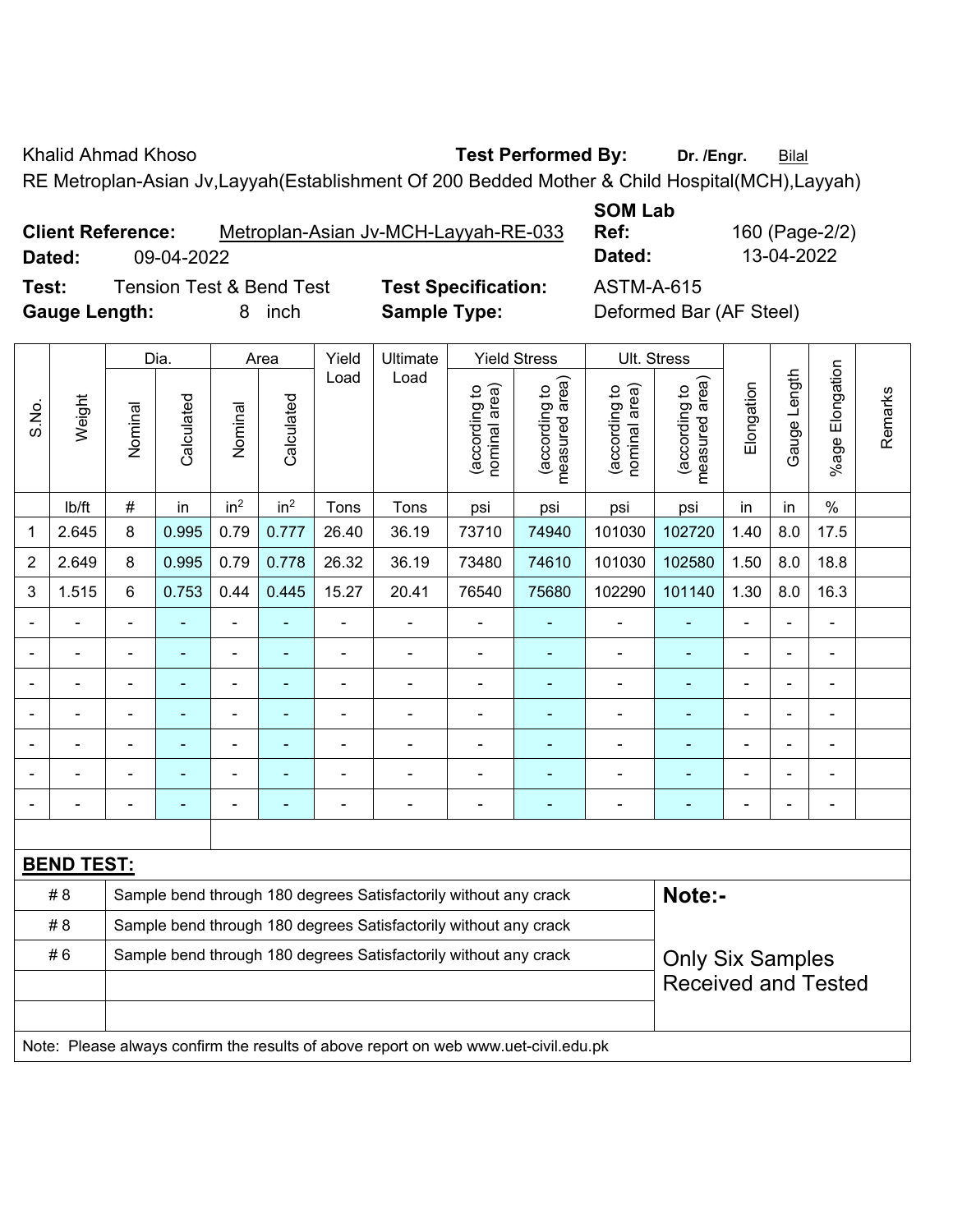Khalid Ahmad Khoso

**Test Performed By:** **Dr. /Engr.** Bilal

RE Metroplan-Asian Jv,Layyah(Establishment Of 200 Bedded Mother & Child Hospital(MCH),Layyah)

**Client Reference:** Metroplan-Asian Jv-MCH-Layyah-RE-033

**Dated:** 09-04-2022

**SOM Lab Ref:** 160 (Page-2/2)

**Dated:** 13-04-2022

**Test:** Tension Test & Bend Test

**Test Specification:** ASTM-A-615

**Gauge Length:** 8 inch

**Sample Type:** Deformed Bar (AF Steel)

| S.No. | Weight | Dia. | | Area | | Yield Load | Ultimate Load | Yield Stress | | Ult. Stress | | Elongation | Gauge Length | %age Elongation | Remarks |
|---|---|---|---|---|---|---|---|---|---|---|---|---|---|---|---|
| | | Nominal | Calculated | Nominal | Calculated | | | (according to nominal area) | (according to measured area) | (according to nominal area) | (according to measured area) | | | | |
| | lb/ft | # | in | $in^2$ | $in^2$ | Tons | Tons | psi | psi | psi | psi | in | in | % | |
| 1 | 2.645 | 8 | 0.995 | 0.79 | 0.777 | 26.40 | 36.19 | 73710 | 74940 | 101030 | 102720 | 1.40 | 8.0 | 17.5 | |
| 2 | 2.649 | 8 | 0.995 | 0.79 | 0.778 | 26.32 | 36.19 | 73480 | 74610 | 101030 | 102580 | 1.50 | 8.0 | 18.8 | |
| 3 | 1.515 | 6 | 0.753 | 0.44 | 0.445 | 15.27 | 20.41 | 76540 | 75680 | 102290 | 101140 | 1.30 | 8.0 | 16.3 | |
| - | - | - | - | - | - | - | - | - | - | - | - | - | - | - | |
| - | - | - | - | - | - | - | - | - | - | - | - | - | - | - | |
| - | - | - | - | - | - | - | - | - | - | - | - | - | - | - | |
| - | - | - | - | - | - | - | - | - | - | - | - | - | - | - | |
| - | - | - | - | - | - | - | - | - | - | - | - | - | - | - | |
| - | - | - | - | - | - | - | - | - | - | - | - | - | - | - | |
| - | - | - | - | - | - | - | - | - | - | - | - | - | - | - | |

**BEND TEST:**

| | | |
|---|---|---|
| # 8 | Sample bend through 180 degrees Satisfactorily without any crack | **Note:-** |
| # 8 | Sample bend through 180 degrees Satisfactorily without any crack | |
| # 6 | Sample bend through 180 degrees Satisfactorily without any crack | Only Six Samples Received and Tested |
| | | |
| | | |

Note: Please always confirm the results of above report on web www.uet-civil.edu.pk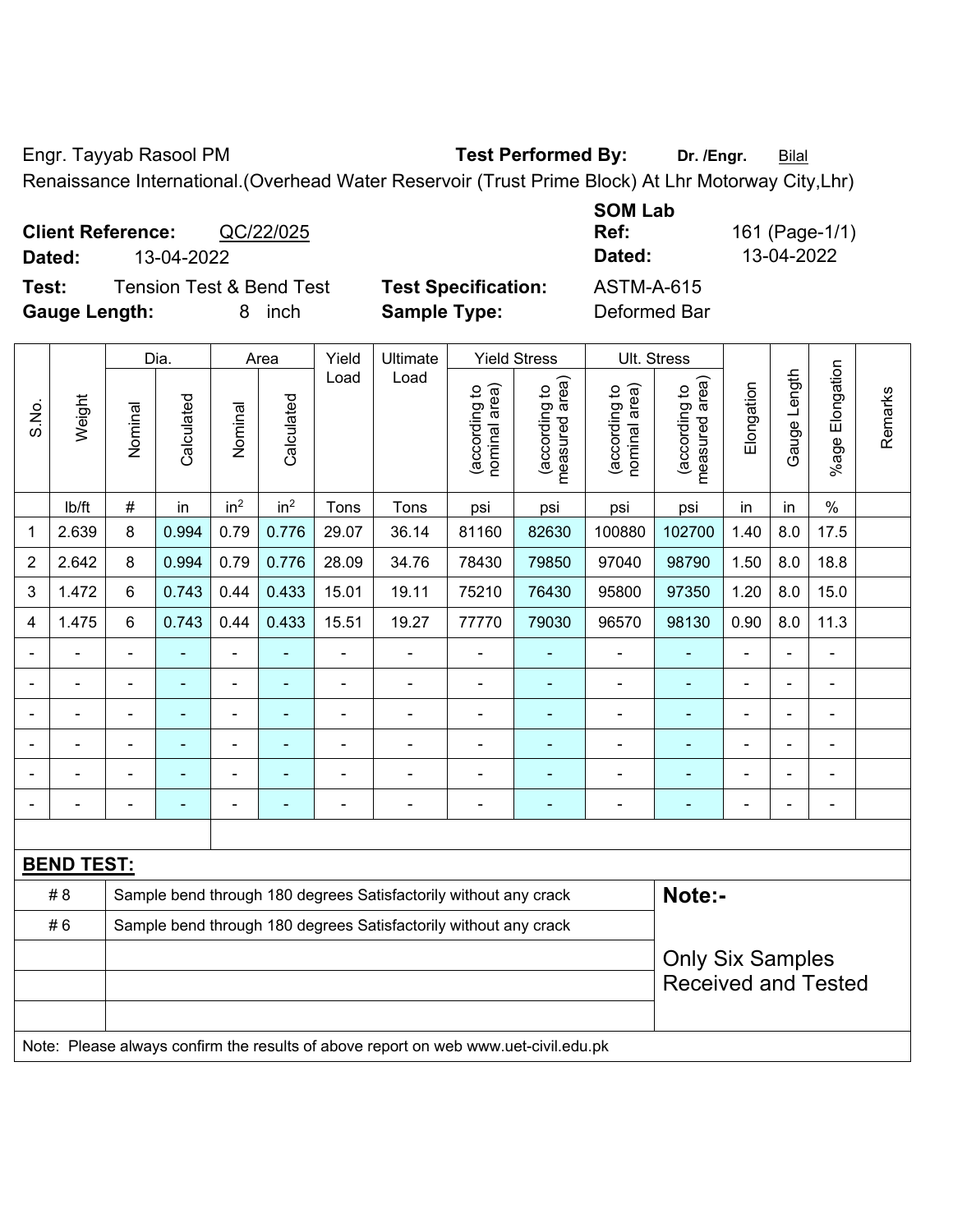Engr. Tayyab Rasool PM **Test Performed By:** **Dr. /Engr.** Bilal

Renaissance International.(Overhead Water Reservoir (Trust Prime Block) At Lhr Motorway City,Lhr)

**Client Reference:** QC/22/025 **SOM Lab Ref:** 161 (Page-1/1)

**Dated:** 13-04-2022 **Dated:** 13-04-2022

**Test:** Tension Test & Bend Test **Test Specification:** ASTM-A-615

**Gauge Length:** 8 inch **Sample Type:** Deformed Bar

| S.No. | Weight | Dia. | | Area | | Yield Load | Ultimate Load | Yield Stress | | Ult. Stress | | Elongation | Gauge Length | %age Elongation | Remarks |
|---|---|---|---|---|---|---|---|---|---|---|---|---|---|---|---|
| | | Nominal | Calculated | Nominal | Calculated | | | (according to nominal area) | (according to measured area) | (according to nominal area) | (according to measured area) | | | | |
| | lb/ft | # | in | in² | in² | Tons | Tons | psi | psi | psi | psi | in | in | % | |
| 1 | 2.639 | 8 | 0.994 | 0.79 | 0.776 | 29.07 | 36.14 | 81160 | 82630 | 100880 | 102700 | 1.40 | 8.0 | 17.5 | |
| 2 | 2.642 | 8 | 0.994 | 0.79 | 0.776 | 28.09 | 34.76 | 78430 | 79850 | 97040 | 98790 | 1.50 | 8.0 | 18.8 | |
| 3 | 1.472 | 6 | 0.743 | 0.44 | 0.433 | 15.01 | 19.11 | 75210 | 76430 | 95800 | 97350 | 1.20 | 8.0 | 15.0 | |
| 4 | 1.475 | 6 | 0.743 | 0.44 | 0.433 | 15.51 | 19.27 | 77770 | 79030 | 96570 | 98130 | 0.90 | 8.0 | 11.3 | |
| - | - | - | - | - | - | - | - | - | - | - | - | - | - | - | |
| - | - | - | - | - | - | - | - | - | - | - | - | - | - | - | |
| - | - | - | - | - | - | - | - | - | - | - | - | - | - | - | |
| - | - | - | - | - | - | - | - | - | - | - | - | - | - | - | |
| - | - | - | - | - | - | - | - | - | - | - | - | - | - | - | |
| - | - | - | - | - | - | - | - | - | - | - | - | - | - | - | |

**BEND TEST:**

| | | |
|---|---|---|
| # 8 | Sample bend through 180 degrees Satisfactorily without any crack | **Note:-** |
| # 6 | Sample bend through 180 degrees Satisfactorily without any crack | Only Six Samples Received and Tested |

Note: Please always confirm the results of above report on web www.uet-civil.edu.pk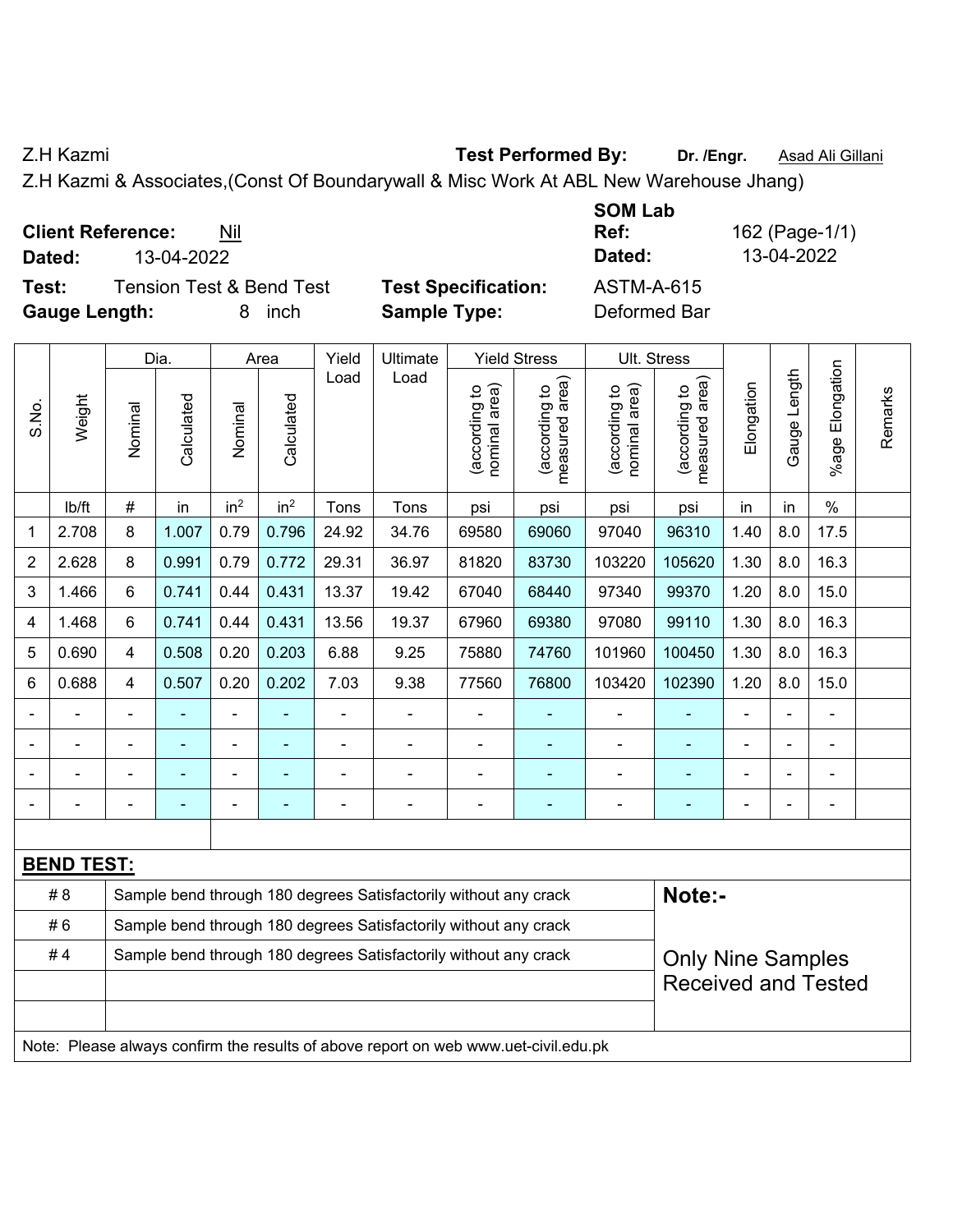Z.H Kazmi **Test Performed By:** **Dr. /Engr.** Asad Ali Gillani

Z.H Kazmi & Associates,(Const Of Boundarywall & Misc Work At ABL New Warehouse Jhang)

**Client Reference:** Nil **SOM Lab Ref:** 162 (Page-1/1)

**Dated:** 13-04-2022 **Dated:** 13-04-2022

**Test:** Tension Test & Bend Test **Test Specification:** ASTM-A-615

**Gauge Length:** 8 inch **Sample Type:** Deformed Bar

| S.No. | Weight | Dia. | | Area | | Yield Load | Ultimate Load | Yield Stress | | Ult. Stress | | Elongation | Gauge Length | %age Elongation | Remarks |
|---|---|---|---|---|---|---|---|---|---|---|---|---|---|---|---|
| | | Nominal | Calculated | Nominal | Calculated | | | (according to nominal area) | (according to measured area) | (according to nominal area) | (according to measured area) | | | | |
| | lb/ft | # | in | $in^2$ | $in^2$ | Tons | Tons | psi | psi | psi | psi | in | in | % | |
| 1 | 2.708 | 8 | 1.007 | 0.79 | 0.796 | 24.92 | 34.76 | 69580 | 69060 | 97040 | 96310 | 1.40 | 8.0 | 17.5 | |
| 2 | 2.628 | 8 | 0.991 | 0.79 | 0.772 | 29.31 | 36.97 | 81820 | 83730 | 103220 | 105620 | 1.30 | 8.0 | 16.3 | |
| 3 | 1.466 | 6 | 0.741 | 0.44 | 0.431 | 13.37 | 19.42 | 67040 | 68440 | 97340 | 99370 | 1.20 | 8.0 | 15.0 | |
| 4 | 1.468 | 6 | 0.741 | 0.44 | 0.431 | 13.56 | 19.37 | 67960 | 69380 | 97080 | 99110 | 1.30 | 8.0 | 16.3 | |
| 5 | 0.690 | 4 | 0.508 | 0.20 | 0.203 | 6.88 | 9.25 | 75880 | 74760 | 101960 | 100450 | 1.30 | 8.0 | 16.3 | |
| 6 | 0.688 | 4 | 0.507 | 0.20 | 0.202 | 7.03 | 9.38 | 77560 | 76800 | 103420 | 102390 | 1.20 | 8.0 | 15.0 | |
| - | - | - | - | - | - | - | - | - | - | - | - | - | - | - | |
| - | - | - | - | - | - | - | - | - | - | - | - | - | - | - | |
| - | - | - | - | - | - | - | - | - | - | - | - | - | - | - | |
| - | - | - | - | - | - | - | - | - | - | - | - | - | - | - | |

**BEND TEST:**

| | | |
|---|---|---|
| # 8 | Sample bend through 180 degrees Satisfactorily without any crack | **Note:-** |
| # 6 | Sample bend through 180 degrees Satisfactorily without any crack | |
| # 4 | Sample bend through 180 degrees Satisfactorily without any crack | Only Nine Samples Received and Tested |

Note: Please always confirm the results of above report on web www.uet-civil.edu.pk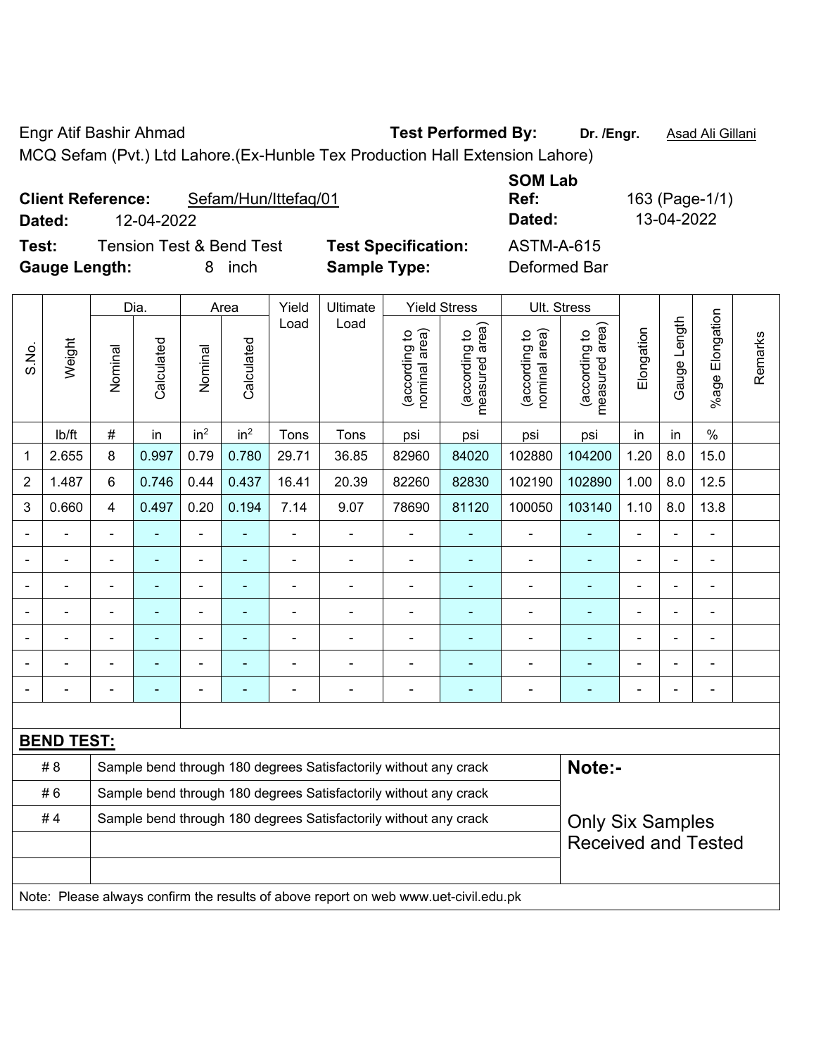Engr Atif Bashir Ahmad **Test Performed By:** **Dr. /Engr.** Asad Ali Gillani

MCQ Sefam (Pvt.) Ltd Lahore.(Ex-Hunble Tex Production Hall Extension Lahore)

**Client Reference:** Sefam/Hun/Ittefaq/01 **SOM Lab Ref:** 163 (Page-1/1)

**Dated:** 12-04-2022 **Dated:** 13-04-2022

**Test:** Tension Test & Bend Test **Test Specification:** ASTM-A-615

**Gauge Length:** 8 inch **Sample Type:** Deformed Bar

| S.No. | Weight | Dia. | | Area | | Yield Load | Ultimate Load | Yield Stress | | Ult. Stress | | Elongation | Gauge Length | %age Elongation | Remarks |
|---|---|---|---|---|---|---|---|---|---|---|---|---|---|---|---|
| | | Nominal | Calculated | Nominal | Calculated | | | (according to nominal area) | (according to measured area) | (according to nominal area) | (according to measured area) | | | | |
| | lb/ft | # | in | in$^2$ | in$^2$ | Tons | Tons | psi | psi | psi | psi | in | in | % | |
| 1 | 2.655 | 8 | 0.997 | 0.79 | 0.780 | 29.71 | 36.85 | 82960 | 84020 | 102880 | 104200 | 1.20 | 8.0 | 15.0 | |
| 2 | 1.487 | 6 | 0.746 | 0.44 | 0.437 | 16.41 | 20.39 | 82260 | 82830 | 102190 | 102890 | 1.00 | 8.0 | 12.5 | |
| 3 | 0.660 | 4 | 0.497 | 0.20 | 0.194 | 7.14 | 9.07 | 78690 | 81120 | 100050 | 103140 | 1.10 | 8.0 | 13.8 | |
| - | - | - | - | - | - | - | - | - | - | - | - | - | - | - | |
| - | - | - | - | - | - | - | - | - | - | - | - | - | - | - | |
| - | - | - | - | - | - | - | - | - | - | - | - | - | - | - | |
| - | - | - | - | - | - | - | - | - | - | - | - | - | - | - | |
| - | - | - | - | - | - | - | - | - | - | - | - | - | - | - | |
| - | - | - | - | - | - | - | - | - | - | - | - | - | - | - | |
| - | - | - | - | - | - | - | - | - | - | - | - | - | - | - | |

**BEND TEST:**

| | |
|---|---|
| # 8 | Sample bend through 180 degrees Satisfactorily without any crack |
| # 6 | Sample bend through 180 degrees Satisfactorily without any crack |
| # 4 | Sample bend through 180 degrees Satisfactorily without any crack |

**Note:-**

Only Six Samples Received and Tested

Note: Please always confirm the results of above report on web www.uet-civil.edu.pk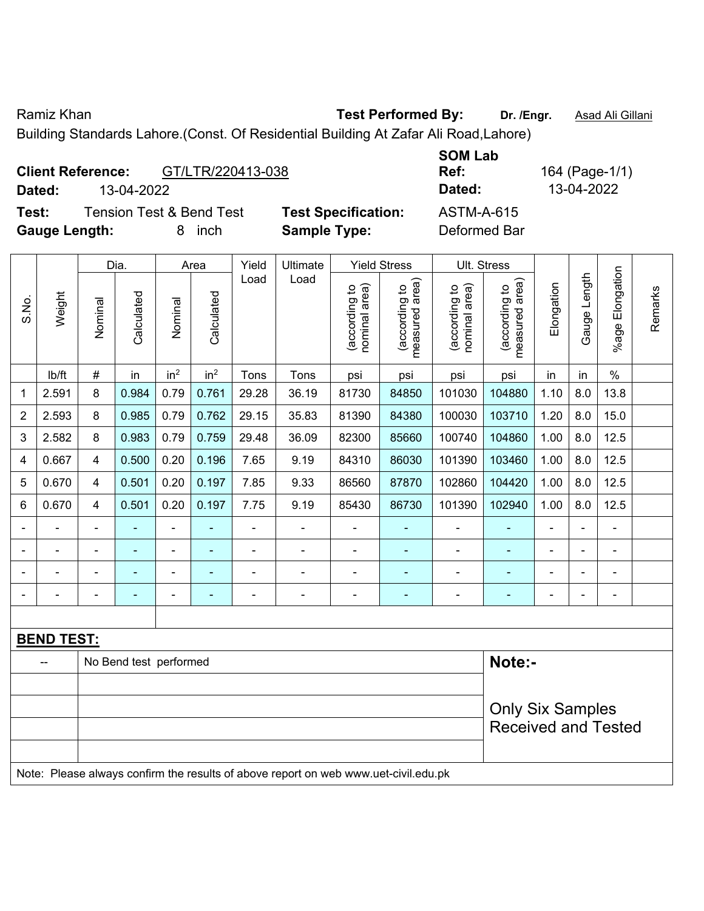Ramiz Khan **Test Performed By:** **Dr. /Engr.** Asad Ali Gillani

Building Standards Lahore.(Const. Of Residential Building At Zafar Ali Road,Lahore)

**Client Reference:** GT/LTR/220413-038 **SOM Lab Ref:** 164 (Page-1/1)

**Dated:** 13-04-2022 **Dated:** 13-04-2022

**Test:** Tension Test & Bend Test **Test Specification:** ASTM-A-615

**Gauge Length:** 8 inch **Sample Type:** Deformed Bar

| S.No. | Weight | Dia. | | Area | | Yield Load | Ultimate Load | Yield Stress | | Ult. Stress | | Elongation | Gauge Length | %age Elongation | Remarks |
|---|---|---|---|---|---|---|---|---|---|---|---|---|---|---|---|
| | | Nominal | Calculated | Nominal | Calculated | | | (according to nominal area) | (according to measured area) | (according to nominal area) | (according to measured area) | | | | |
| | lb/ft | # | in | $in^2$ | $in^2$ | Tons | Tons | psi | psi | psi | psi | in | in | % | |
| 1 | 2.591 | 8 | 0.984 | 0.79 | 0.761 | 29.28 | 36.19 | 81730 | 84850 | 101030 | 104880 | 1.10 | 8.0 | 13.8 | |
| 2 | 2.593 | 8 | 0.985 | 0.79 | 0.762 | 29.15 | 35.83 | 81390 | 84380 | 100030 | 103710 | 1.20 | 8.0 | 15.0 | |
| 3 | 2.582 | 8 | 0.983 | 0.79 | 0.759 | 29.48 | 36.09 | 82300 | 85660 | 100740 | 104860 | 1.00 | 8.0 | 12.5 | |
| 4 | 0.667 | 4 | 0.500 | 0.20 | 0.196 | 7.65 | 9.19 | 84310 | 86030 | 101390 | 103460 | 1.00 | 8.0 | 12.5 | |
| 5 | 0.670 | 4 | 0.501 | 0.20 | 0.197 | 7.85 | 9.33 | 86560 | 87870 | 102860 | 104420 | 1.00 | 8.0 | 12.5 | |
| 6 | 0.670 | 4 | 0.501 | 0.20 | 0.197 | 7.75 | 9.19 | 85430 | 86730 | 101390 | 102940 | 1.00 | 8.0 | 12.5 | |
| - | - | - | - | - | - | - | - | - | - | - | - | - | - | - | |
| - | - | - | - | - | - | - | - | - | - | - | - | - | - | - | |
| - | - | - | - | - | - | - | - | - | - | - | - | - | - | - | |
| - | - | - | - | - | - | - | - | - | - | - | - | - | - | - | |

**BEND TEST:**

| | | |
|---|---|---|
| -- | No Bend test performed | **Note:-** |
| | | Only Six Samples Received and Tested |

Note: Please always confirm the results of above report on web www.uet-civil.edu.pk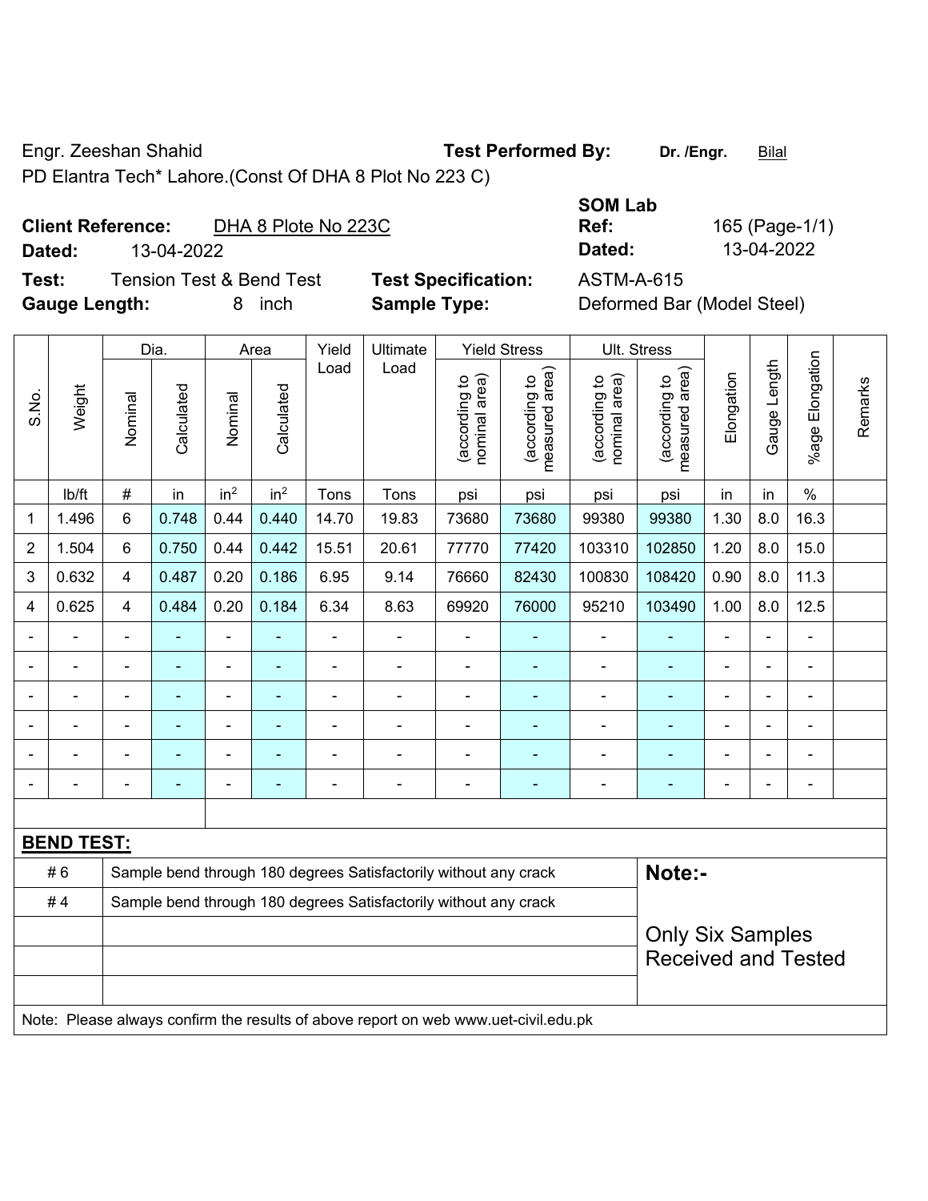Engr. Zeeshan Shahid

PD Elantra Tech* Lahore.(Const Of DHA 8 Plot No 223 C)

**Test Performed By:** **Dr. /Engr.** Bilal

**SOM Lab Ref:** 165 (Page-1/1)

**Dated:** 13-04-2022

**Client Reference:** DHA 8 Plote No 223C

**Dated:** 13-04-2022

**Test:** Tension Test & Bend Test

**Test Specification:** ASTM-A-615

**Gauge Length:** 8 inch

**Sample Type:** Deformed Bar (Model Steel)

| S.No. | Weight | Dia. | | Area | | Yield Load | Ultimate Load | Yield Stress | | Ult. Stress | | Elongation | Gauge Length | %age Elongation | Remarks |
|---|---|---|---|---|---|---|---|---|---|---|---|---|---|---|---|
| | | Nominal | Calculated | Nominal | Calculated | | | (according to nominal area) | (according to measured area) | (according to nominal area) | (according to measured area) | | | | |
| | lb/ft | # | in | in² | in² | Tons | Tons | psi | psi | psi | psi | in | in | % | |
| 1 | 1.496 | 6 | 0.748 | 0.44 | 0.440 | 14.70 | 19.83 | 73680 | 73680 | 99380 | 99380 | 1.30 | 8.0 | 16.3 | |
| 2 | 1.504 | 6 | 0.750 | 0.44 | 0.442 | 15.51 | 20.61 | 77770 | 77420 | 103310 | 102850 | 1.20 | 8.0 | 15.0 | |
| 3 | 0.632 | 4 | 0.487 | 0.20 | 0.186 | 6.95 | 9.14 | 76660 | 82430 | 100830 | 108420 | 0.90 | 8.0 | 11.3 | |
| 4 | 0.625 | 4 | 0.484 | 0.20 | 0.184 | 6.34 | 8.63 | 69920 | 76000 | 95210 | 103490 | 1.00 | 8.0 | 12.5 | |
| - | - | - | - | - | - | - | - | - | - | - | - | - | - | - | |
| - | - | - | - | - | - | - | - | - | - | - | - | - | - | - | |
| - | - | - | - | - | - | - | - | - | - | - | - | - | - | - | |
| - | - | - | - | - | - | - | - | - | - | - | - | - | - | - | |
| - | - | - | - | - | - | - | - | - | - | - | - | - | - | - | |
| - | - | - | - | - | - | - | - | - | - | - | - | - | - | - | |

**BEND TEST:**

| | | |
|---|---|---|
| # 6 | Sample bend through 180 degrees Satisfactorily without any crack | **Note:-** |
| # 4 | Sample bend through 180 degrees Satisfactorily without any crack | Only Six Samples Received and Tested |

Note: Please always confirm the results of above report on web www.uet-civil.edu.pk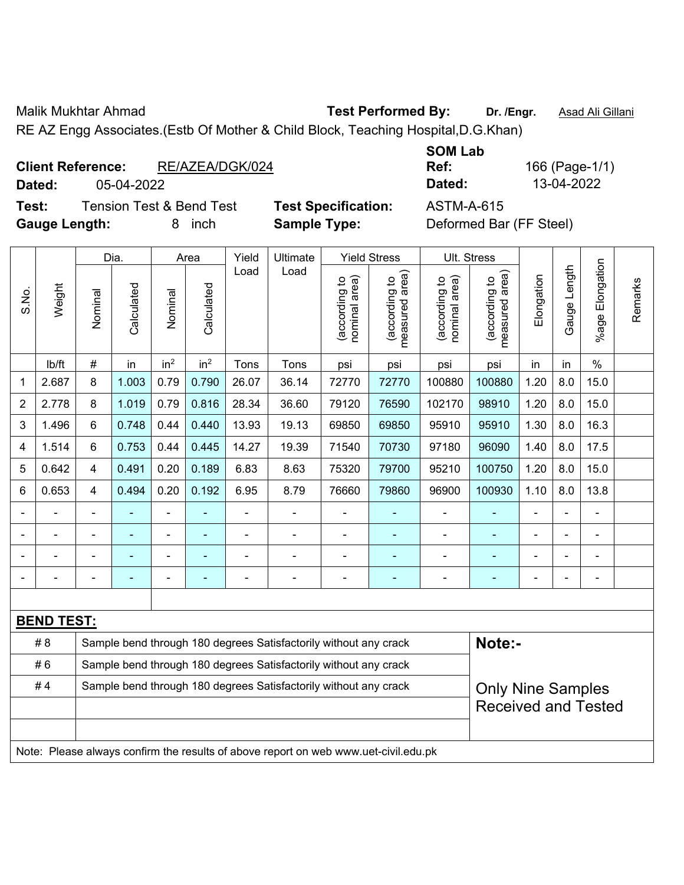Malik Mukhtar Ahmad **Test Performed By:** **Dr. /Engr.** Asad Ali Gillani

RE AZ Engg Associates.(Estb Of Mother & Child Block, Teaching Hospital,D.G.Khan)

**Client Reference:** RE/AZEA/DGK/024 **SOM Lab Ref:** 166 (Page-1/1)

**Dated:** 05-04-2022 **Dated:** 13-04-2022

**Test:** Tension Test & Bend Test **Test Specification:** ASTM-A-615

**Gauge Length:** 8 inch **Sample Type:** Deformed Bar (FF Steel)

| S.No. | Weight | Dia. | | Area | | Yield Load | Ultimate Load | Yield Stress | | Ult. Stress | | Elongation | Gauge Length | %age Elongation | Remarks |
|---|---|---|---|---|---|---|---|---|---|---|---|---|---|---|---|
| | | Nominal | Calculated | Nominal | Calculated | | | (according to nominal area) | (according to measured area) | (according to nominal area) | (according to measured area) | | | | |
| | lb/ft | # | in | $in^2$ | $in^2$ | Tons | Tons | psi | psi | psi | psi | in | in | % | |
| 1 | 2.687 | 8 | 1.003 | 0.79 | 0.790 | 26.07 | 36.14 | 72770 | 72770 | 100880 | 100880 | 1.20 | 8.0 | 15.0 | |
| 2 | 2.778 | 8 | 1.019 | 0.79 | 0.816 | 28.34 | 36.60 | 79120 | 76590 | 102170 | 98910 | 1.20 | 8.0 | 15.0 | |
| 3 | 1.496 | 6 | 0.748 | 0.44 | 0.440 | 13.93 | 19.13 | 69850 | 69850 | 95910 | 95910 | 1.30 | 8.0 | 16.3 | |
| 4 | 1.514 | 6 | 0.753 | 0.44 | 0.445 | 14.27 | 19.39 | 71540 | 70730 | 97180 | 96090 | 1.40 | 8.0 | 17.5 | |
| 5 | 0.642 | 4 | 0.491 | 0.20 | 0.189 | 6.83 | 8.63 | 75320 | 79700 | 95210 | 100750 | 1.20 | 8.0 | 15.0 | |
| 6 | 0.653 | 4 | 0.494 | 0.20 | 0.192 | 6.95 | 8.79 | 76660 | 79860 | 96900 | 100930 | 1.10 | 8.0 | 13.8 | |
| - | - | - | - | - | - | - | - | - | - | - | - | - | - | - | |
| - | - | - | - | - | - | - | - | - | - | - | - | - | - | - | |
| - | - | - | - | - | - | - | - | - | - | - | - | - | - | - | |
| - | - | - | - | - | - | - | - | - | - | - | - | - | - | - | |

**BEND TEST:**

| | | |
|---|---|---|
| # 8 | Sample bend through 180 degrees Satisfactorily without any crack | **Note:-** |
| # 6 | Sample bend through 180 degrees Satisfactorily without any crack | |
| # 4 | Sample bend through 180 degrees Satisfactorily without any crack | Only Nine Samples Received and Tested |

Note: Please always confirm the results of above report on web www.uet-civil.edu.pk